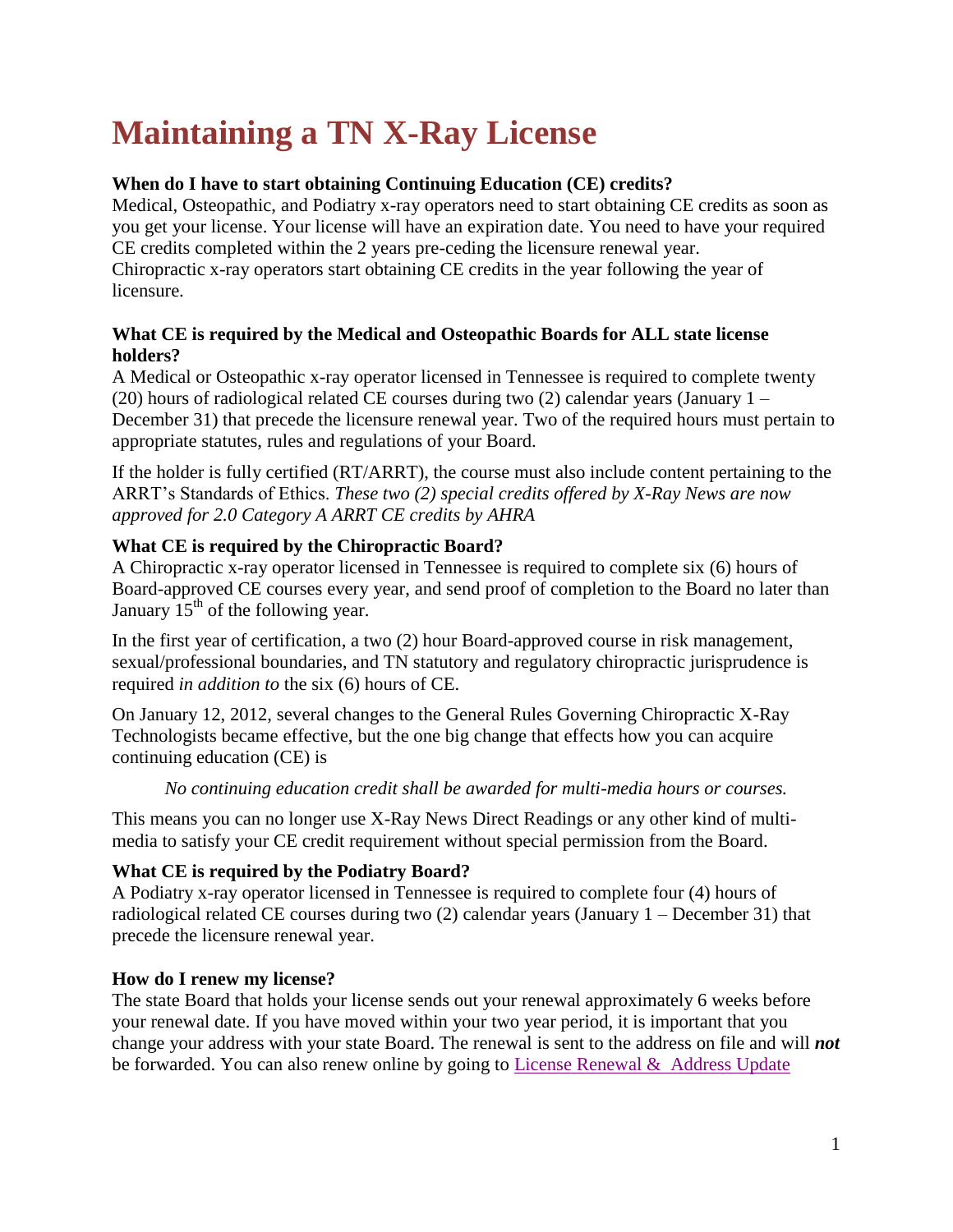# Maintaining a TN X-Ray License

**When do I have to start obtaining Continuing Education (CE) credits?**

Medical, Osteopathic, and Podiatry x-ray operators need to start obtaining CE credits as soon as you get your license. Your license will have an expiration date. You need to have your required CE credits completed within the 2 years pre-ceding the licensure renewal year.

Chiropractic x-ray operators start obtaining CE credits in the year following the year of licensure.

**What CE is required by the Medical and Osteopathic Boards for ALL state license holders?**

A Medical or Osteopathic x-ray operator licensed in Tennessee is required to complete twenty (20) hours of radiological related CE courses during two (2) calendar years (January 1 – December 31) that precede the licensure renewal year. Two of the required hours must pertain to appropriate statutes, rules and regulations of your Board.

If the holder is fully certified (RT/ARRT), the course must also include content pertaining to the ARRT's Standards of Ethics. *These two (2) special credits offered by X-Ray News are now approved for 2.0 Category A ARRT CE credits by AHRA*

**What CE is required by the Chiropractic Board?**

A Chiropractic x-ray operator licensed in Tennessee is required to complete six (6) hours of Board-approved CE courses every year, and send proof of completion to the Board no later than January 15th of the following year.

In the first year of certification, a two (2) hour Board-approved course in risk management, sexual/professional boundaries, and TN statutory and regulatory chiropractic jurisprudence is required *in addition to* the six (6) hours of CE.

On January 12, 2012, several changes to the General Rules Governing Chiropractic X-Ray Technologists became effective, but the one big change that effects how you can acquire continuing education (CE) is

> *No continuing education credit shall be awarded for multi-media hours or courses.*

This means you can no longer use X-Ray News Direct Readings or any other kind of multi-media to satisfy your CE credit requirement without special permission from the Board.

**What CE is required by the Podiatry Board?**

A Podiatry x-ray operator licensed in Tennessee is required to complete four (4) hours of radiological related CE courses during two (2) calendar years (January 1 – December 31) that precede the licensure renewal year.

**How do I renew my license?**

The state Board that holds your license sends out your renewal approximately 6 weeks before your renewal date. If you have moved within your two year period, it is important that you change your address with your state Board. The renewal is sent to the address on file and will ***not*** be forwarded. You can also renew online by going to License Renewal & Address Update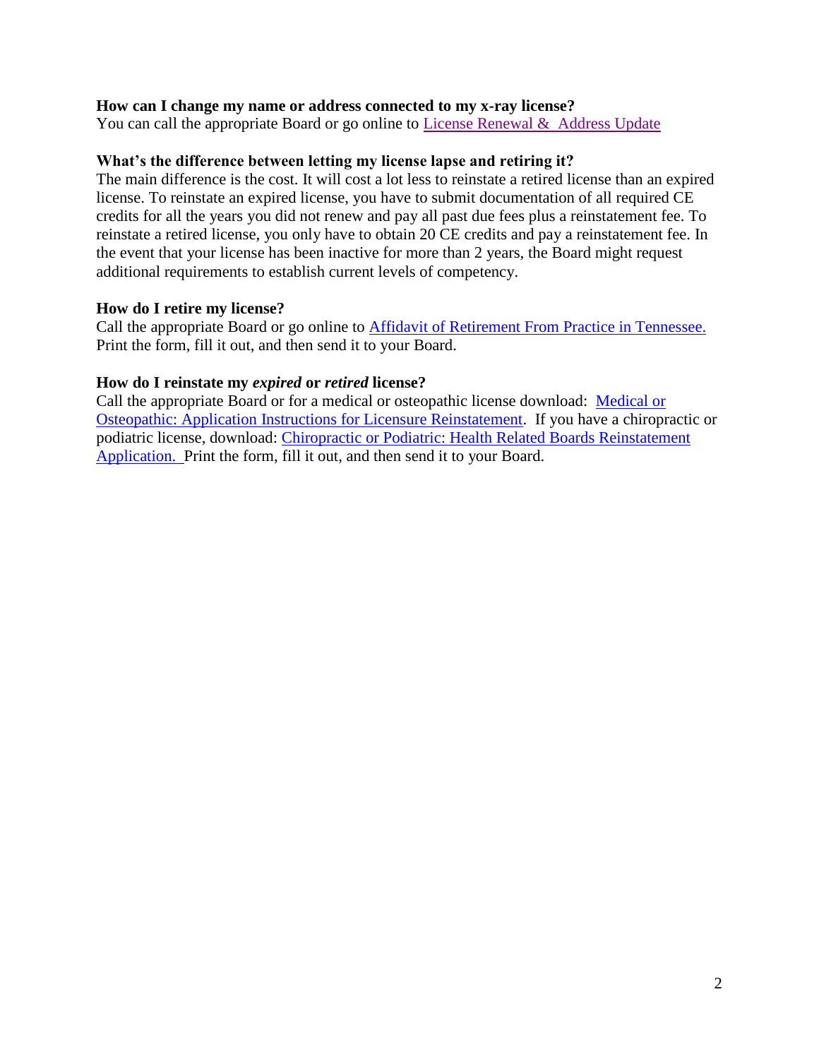**How can I change my name or address connected to my x-ray license?**
You can call the appropriate Board or go online to License Renewal & Address Update

**What's the difference between letting my license lapse and retiring it?**
The main difference is the cost. It will cost a lot less to reinstate a retired license than an expired license. To reinstate an expired license, you have to submit documentation of all required CE credits for all the years you did not renew and pay all past due fees plus a reinstatement fee. To reinstate a retired license, you only have to obtain 20 CE credits and pay a reinstatement fee. In the event that your license has been inactive for more than 2 years, the Board might request additional requirements to establish current levels of competency.

**How do I retire my license?**
Call the appropriate Board or go online to Affidavit of Retirement From Practice in Tennessee. Print the form, fill it out, and then send it to your Board.

**How do I reinstate my *expired* or *retired* license?**
Call the appropriate Board or for a medical or osteopathic license download: Medical or Osteopathic: Application Instructions for Licensure Reinstatement. If you have a chiropractic or podiatric license, download: Chiropractic or Podiatric: Health Related Boards Reinstatement Application. Print the form, fill it out, and then send it to your Board.